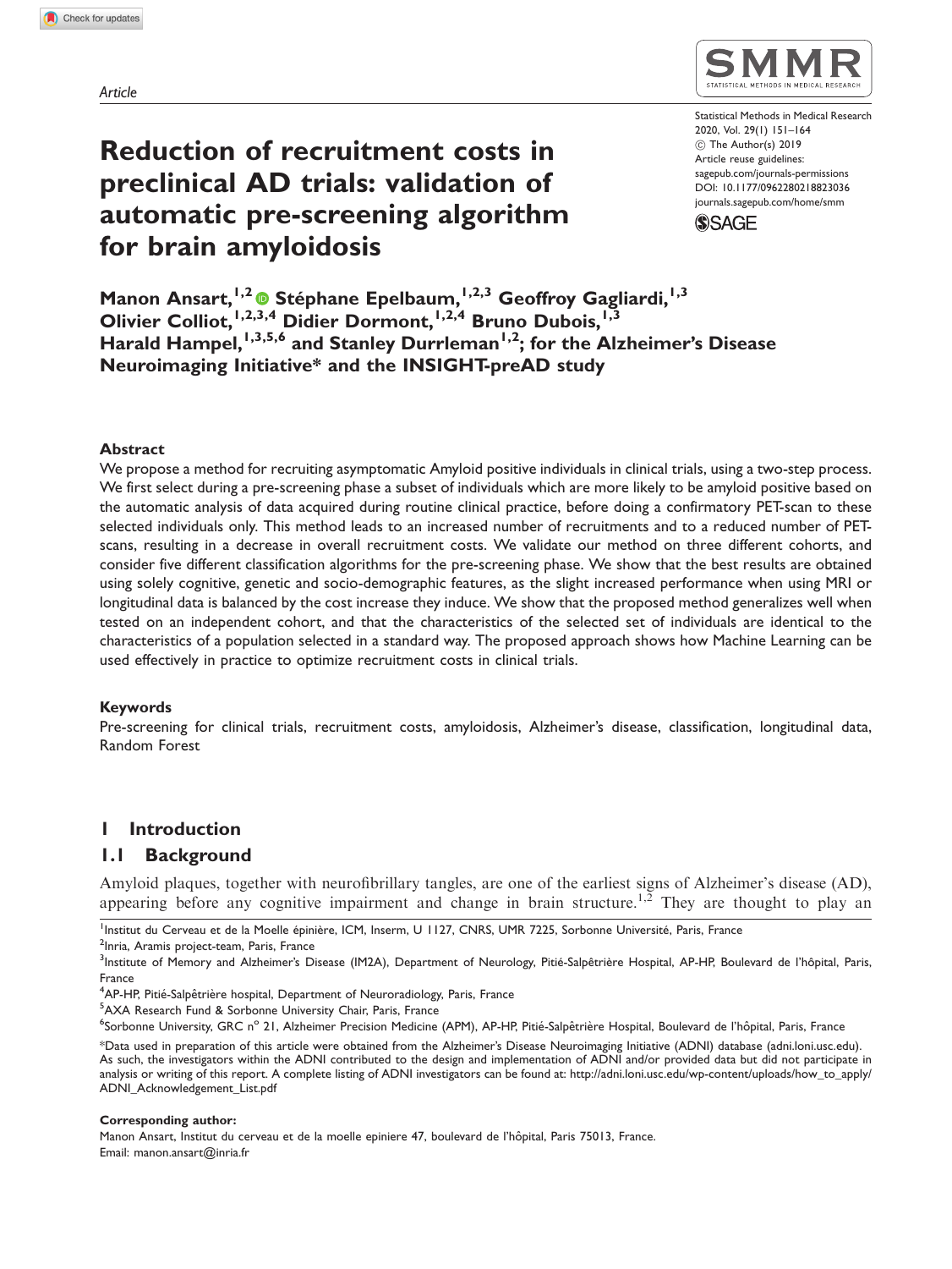Article

# Reduction of recruitment costs in preclinical AD trials: validation of automatic pre-screening algorithm for brain amyloidosis

**Manon Ansart,[1,2] Stéphane Epelbaum,[1,2,3] Geoffroy Gagliardi,[1,3] Olivier Colliot,[1,2,3,4] Didier Dormont,[1,2,4] Bruno Dubois,[1,3] Harald Hampel,[1,3,5,6] and Stanley Durrleman[1,2]; for the Alzheimer's Disease Neuroimaging Initiative* and the INSIGHT-preAD study**

## Abstract

We propose a method for recruiting asymptomatic Amyloid positive individuals in clinical trials, using a two-step process. We first select during a pre-screening phase a subset of individuals which are more likely to be amyloid positive based on the automatic analysis of data acquired during routine clinical practice, before doing a confirmatory PET-scan to these selected individuals only. This method leads to an increased number of recruitments and to a reduced number of PET-scans, resulting in a decrease in overall recruitment costs. We validate our method on three different cohorts, and consider five different classification algorithms for the pre-screening phase. We show that the best results are obtained using solely cognitive, genetic and socio-demographic features, as the slight increased performance when using MRI or longitudinal data is balanced by the cost increase they induce. We show that the proposed method generalizes well when tested on an independent cohort, and that the characteristics of the selected set of individuals are identical to the characteristics of a population selected in a standard way. The proposed approach shows how Machine Learning can be used effectively in practice to optimize recruitment costs in clinical trials.

## Keywords

Pre-screening for clinical trials, recruitment costs, amyloidosis, Alzheimer's disease, classification, longitudinal data, Random Forest

## 1 Introduction

### 1.1 Background

Amyloid plaques, together with neurofibrillary tangles, are one of the earliest signs of Alzheimer's disease (AD), appearing before any cognitive impairment and change in brain structure.[1,2] They are thought to play an

[1] Institut du Cerveau et de la Moelle épinière, ICM, Inserm, U 1127, CNRS, UMR 7225, Sorbonne Université, Paris, France
[2] Inria, Aramis project-team, Paris, France
[3] Institute of Memory and Alzheimer's Disease (IM2A), Department of Neurology, Pitié-Salpêtrière Hospital, AP-HP, Boulevard de l'hôpital, Paris, France
[4] AP-HP, Pitié-Salpêtrière hospital, Department of Neuroradiology, Paris, France
[5] AXA Research Fund & Sorbonne University Chair, Paris, France
[6] Sorbonne University, GRC n° 21, Alzheimer Precision Medicine (APM), AP-HP, Pitié-Salpêtrière Hospital, Boulevard de l'hôpital, Paris, France

*Data used in preparation of this article were obtained from the Alzheimer's Disease Neuroimaging Initiative (ADNI) database (adni.loni.usc.edu). As such, the investigators within the ADNI contributed to the design and implementation of ADNI and/or provided data but did not participate in analysis or writing of this report. A complete listing of ADNI investigators can be found at: http://adni.loni.usc.edu/wp-content/uploads/how_to_apply/ADNI_Acknowledgement_List.pdf

**Corresponding author:**
Manon Ansart, Institut du cerveau et de la moelle epiniere 47, boulevard de l'hôpital, Paris 75013, France.
Email: manon.ansart@inria.fr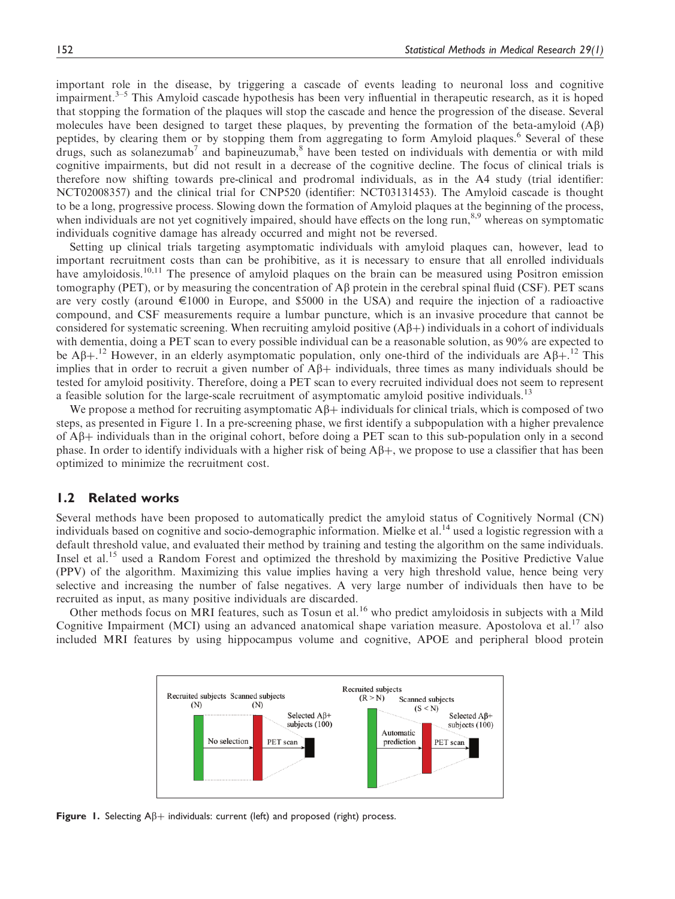important role in the disease, by triggering a cascade of events leading to neuronal loss and cognitive impairment.[3–5] This Amyloid cascade hypothesis has been very influential in therapeutic research, as it is hoped that stopping the formation of the plaques will stop the cascade and hence the progression of the disease. Several molecules have been designed to target these plaques, by preventing the formation of the beta-amyloid (Aβ) peptides, by clearing them or by stopping them from aggregating to form Amyloid plaques.[6] Several of these drugs, such as solanezumab[7] and bapineuzumab,[8] have been tested on individuals with dementia or with mild cognitive impairments, but did not result in a decrease of the cognitive decline. The focus of clinical trials is therefore now shifting towards pre-clinical and prodromal individuals, as in the A4 study (trial identifier: NCT02008357) and the clinical trial for CNP520 (identifier: NCT03131453). The Amyloid cascade is thought to be a long, progressive process. Slowing down the formation of Amyloid plaques at the beginning of the process, when individuals are not yet cognitively impaired, should have effects on the long run,[8,9] whereas on symptomatic individuals cognitive damage has already occurred and might not be reversed.

Setting up clinical trials targeting asymptomatic individuals with amyloid plaques can, however, lead to important recruitment costs than can be prohibitive, as it is necessary to ensure that all enrolled individuals have amyloidosis.[10,11] The presence of amyloid plaques on the brain can be measured using Positron emission tomography (PET), or by measuring the concentration of Aβ protein in the cerebral spinal fluid (CSF). PET scans are very costly (around €1000 in Europe, and \$5000 in the USA) and require the injection of a radioactive compound, and CSF measurements require a lumbar puncture, which is an invasive procedure that cannot be considered for systematic screening. When recruiting amyloid positive (Aβ+) individuals in a cohort of individuals with dementia, doing a PET scan to every possible individual can be a reasonable solution, as 90% are expected to be Aβ+.[12] However, in an elderly asymptomatic population, only one-third of the individuals are Aβ+.[12] This implies that in order to recruit a given number of Aβ+ individuals, three times as many individuals should be tested for amyloid positivity. Therefore, doing a PET scan to every recruited individual does not seem to represent a feasible solution for the large-scale recruitment of asymptomatic amyloid positive individuals.[13]

We propose a method for recruiting asymptomatic Aβ+ individuals for clinical trials, which is composed of two steps, as presented in Figure 1. In a pre-screening phase, we first identify a subpopulation with a higher prevalence of Aβ+ individuals than in the original cohort, before doing a PET scan to this sub-population only in a second phase. In order to identify individuals with a higher risk of being Aβ+, we propose to use a classifier that has been optimized to minimize the recruitment cost.

## 1.2 Related works

Several methods have been proposed to automatically predict the amyloid status of Cognitively Normal (CN) individuals based on cognitive and socio-demographic information. Mielke et al.[14] used a logistic regression with a default threshold value, and evaluated their method by training and testing the algorithm on the same individuals. Insel et al.[15] used a Random Forest and optimized the threshold by maximizing the Positive Predictive Value (PPV) of the algorithm. Maximizing this value implies having a very high threshold value, hence being very selective and increasing the number of false negatives. A very large number of individuals then have to be recruited as input, as many positive individuals are discarded.

Other methods focus on MRI features, such as Tosun et al.[16] who predict amyloidosis in subjects with a Mild Cognitive Impairment (MCI) using an advanced anatomical shape variation measure. Apostolova et al.[17] also included MRI features by using hippocampus volume and cognitive, APOE and peripheral blood protein

Recruited subjects (N) | Scanned subjects (N) | No selection | PET scan | Selected Aβ+ subjects (100) | Recruited subjects (R > N) | Scanned subjects (S < N) | Automatic prediction | PET scan | Selected Aβ+ subjects (100)

**Figure 1.** Selecting Aβ+ individuals: current (left) and proposed (right) process.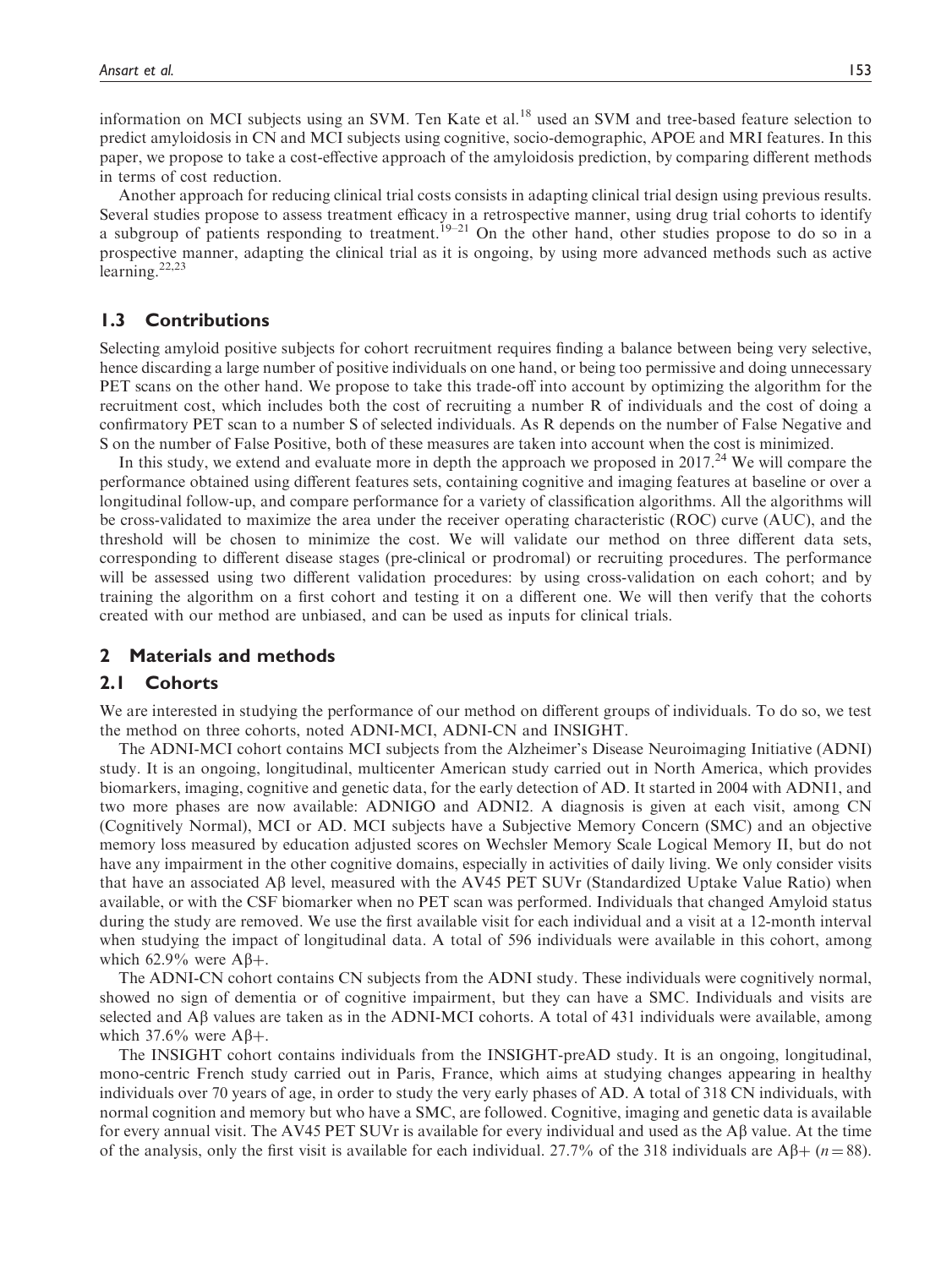information on MCI subjects using an SVM. Ten Kate et al.[18] used an SVM and tree-based feature selection to predict amyloidosis in CN and MCI subjects using cognitive, socio-demographic, APOE and MRI features. In this paper, we propose to take a cost-effective approach of the amyloidosis prediction, by comparing different methods in terms of cost reduction.

Another approach for reducing clinical trial costs consists in adapting clinical trial design using previous results. Several studies propose to assess treatment efficacy in a retrospective manner, using drug trial cohorts to identify a subgroup of patients responding to treatment.[19–21] On the other hand, other studies propose to do so in a prospective manner, adapting the clinical trial as it is ongoing, by using more advanced methods such as active learning.[22,23]

## 1.3 Contributions

Selecting amyloid positive subjects for cohort recruitment requires finding a balance between being very selective, hence discarding a large number of positive individuals on one hand, or being too permissive and doing unnecessary PET scans on the other hand. We propose to take this trade-off into account by optimizing the algorithm for the recruitment cost, which includes both the cost of recruiting a number R of individuals and the cost of doing a confirmatory PET scan to a number S of selected individuals. As R depends on the number of False Negative and S on the number of False Positive, both of these measures are taken into account when the cost is minimized.

In this study, we extend and evaluate more in depth the approach we proposed in 2017.[24] We will compare the performance obtained using different features sets, containing cognitive and imaging features at baseline or over a longitudinal follow-up, and compare performance for a variety of classification algorithms. All the algorithms will be cross-validated to maximize the area under the receiver operating characteristic (ROC) curve (AUC), and the threshold will be chosen to minimize the cost. We will validate our method on three different data sets, corresponding to different disease stages (pre-clinical or prodromal) or recruiting procedures. The performance will be assessed using two different validation procedures: by using cross-validation on each cohort; and by training the algorithm on a first cohort and testing it on a different one. We will then verify that the cohorts created with our method are unbiased, and can be used as inputs for clinical trials.

# 2 Materials and methods

## 2.1 Cohorts

We are interested in studying the performance of our method on different groups of individuals. To do so, we test the method on three cohorts, noted ADNI-MCI, ADNI-CN and INSIGHT.

The ADNI-MCI cohort contains MCI subjects from the Alzheimer's Disease Neuroimaging Initiative (ADNI) study. It is an ongoing, longitudinal, multicenter American study carried out in North America, which provides biomarkers, imaging, cognitive and genetic data, for the early detection of AD. It started in 2004 with ADNI1, and two more phases are now available: ADNIGO and ADNI2. A diagnosis is given at each visit, among CN (Cognitively Normal), MCI or AD. MCI subjects have a Subjective Memory Concern (SMC) and an objective memory loss measured by education adjusted scores on Wechsler Memory Scale Logical Memory II, but do not have any impairment in the other cognitive domains, especially in activities of daily living. We only consider visits that have an associated Aβ level, measured with the AV45 PET SUVr (Standardized Uptake Value Ratio) when available, or with the CSF biomarker when no PET scan was performed. Individuals that changed Amyloid status during the study are removed. We use the first available visit for each individual and a visit at a 12-month interval when studying the impact of longitudinal data. A total of 596 individuals were available in this cohort, among which 62.9% were Aβ+.

The ADNI-CN cohort contains CN subjects from the ADNI study. These individuals were cognitively normal, showed no sign of dementia or of cognitive impairment, but they can have a SMC. Individuals and visits are selected and Aβ values are taken as in the ADNI-MCI cohorts. A total of 431 individuals were available, among which 37.6% were Aβ+.

The INSIGHT cohort contains individuals from the INSIGHT-preAD study. It is an ongoing, longitudinal, mono-centric French study carried out in Paris, France, which aims at studying changes appearing in healthy individuals over 70 years of age, in order to study the very early phases of AD. A total of 318 CN individuals, with normal cognition and memory but who have a SMC, are followed. Cognitive, imaging and genetic data is available for every annual visit. The AV45 PET SUVr is available for every individual and used as the Aβ value. At the time of the analysis, only the first visit is available for each individual. 27.7% of the 318 individuals are Aβ+ ($n = 88$).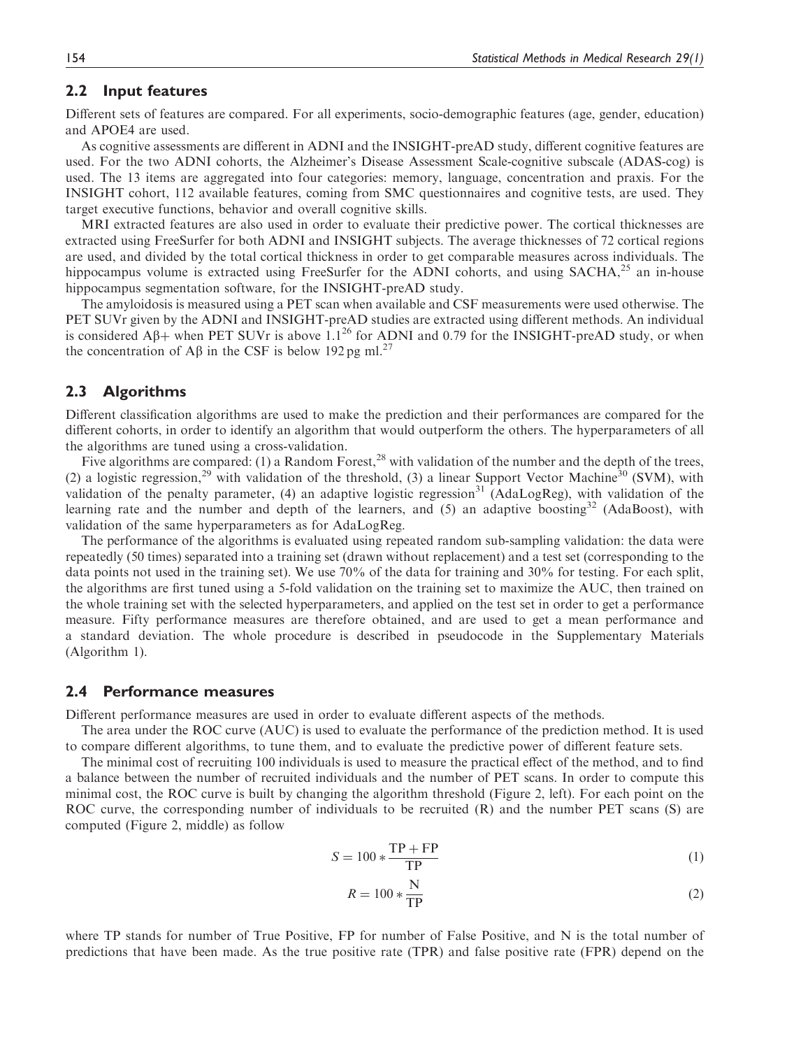## 2.2 Input features

Different sets of features are compared. For all experiments, socio-demographic features (age, gender, education) and APOE4 are used.

As cognitive assessments are different in ADNI and the INSIGHT-preAD study, different cognitive features are used. For the two ADNI cohorts, the Alzheimer's Disease Assessment Scale-cognitive subscale (ADAS-cog) is used. The 13 items are aggregated into four categories: memory, language, concentration and praxis. For the INSIGHT cohort, 112 available features, coming from SMC questionnaires and cognitive tests, are used. They target executive functions, behavior and overall cognitive skills.

MRI extracted features are also used in order to evaluate their predictive power. The cortical thicknesses are extracted using FreeSurfer for both ADNI and INSIGHT subjects. The average thicknesses of 72 cortical regions are used, and divided by the total cortical thickness in order to get comparable measures across individuals. The hippocampus volume is extracted using FreeSurfer for the ADNI cohorts, and using SACHA,[25] an in-house hippocampus segmentation software, for the INSIGHT-preAD study.

The amyloidosis is measured using a PET scan when available and CSF measurements were used otherwise. The PET SUVr given by the ADNI and INSIGHT-preAD studies are extracted using different methods. An individual is considered Aβ+ when PET SUVr is above 1.1[26] for ADNI and 0.79 for the INSIGHT-preAD study, or when the concentration of Aβ in the CSF is below 192 pg ml.[27]

## 2.3 Algorithms

Different classification algorithms are used to make the prediction and their performances are compared for the different cohorts, in order to identify an algorithm that would outperform the others. The hyperparameters of all the algorithms are tuned using a cross-validation.

Five algorithms are compared: (1) a Random Forest,[28] with validation of the number and the depth of the trees, (2) a logistic regression,[29] with validation of the threshold, (3) a linear Support Vector Machine[30] (SVM), with validation of the penalty parameter, (4) an adaptive logistic regression[31] (AdaLogReg), with validation of the learning rate and the number and depth of the learners, and (5) an adaptive boosting[32] (AdaBoost), with validation of the same hyperparameters as for AdaLogReg.

The performance of the algorithms is evaluated using repeated random sub-sampling validation: the data were repeatedly (50 times) separated into a training set (drawn without replacement) and a test set (corresponding to the data points not used in the training set). We use 70% of the data for training and 30% for testing. For each split, the algorithms are first tuned using a 5-fold validation on the training set to maximize the AUC, then trained on the whole training set with the selected hyperparameters, and applied on the test set in order to get a performance measure. Fifty performance measures are therefore obtained, and are used to get a mean performance and a standard deviation. The whole procedure is described in pseudocode in the Supplementary Materials (Algorithm 1).

## 2.4 Performance measures

Different performance measures are used in order to evaluate different aspects of the methods.

The area under the ROC curve (AUC) is used to evaluate the performance of the prediction method. It is used to compare different algorithms, to tune them, and to evaluate the predictive power of different feature sets.

The minimal cost of recruiting 100 individuals is used to measure the practical effect of the method, and to find a balance between the number of recruited individuals and the number of PET scans. In order to compute this minimal cost, the ROC curve is built by changing the algorithm threshold (Figure 2, left). For each point on the ROC curve, the corresponding number of individuals to be recruited (R) and the number PET scans (S) are computed (Figure 2, middle) as follow

$$S = 100 * \frac{\mathrm{TP} + \mathrm{FP}}{\mathrm{TP}} \tag{1}$$

$$R = 100 * \frac{\mathrm{N}}{\mathrm{TP}} \tag{2}$$

where TP stands for number of True Positive, FP for number of False Positive, and N is the total number of predictions that have been made. As the true positive rate (TPR) and false positive rate (FPR) depend on the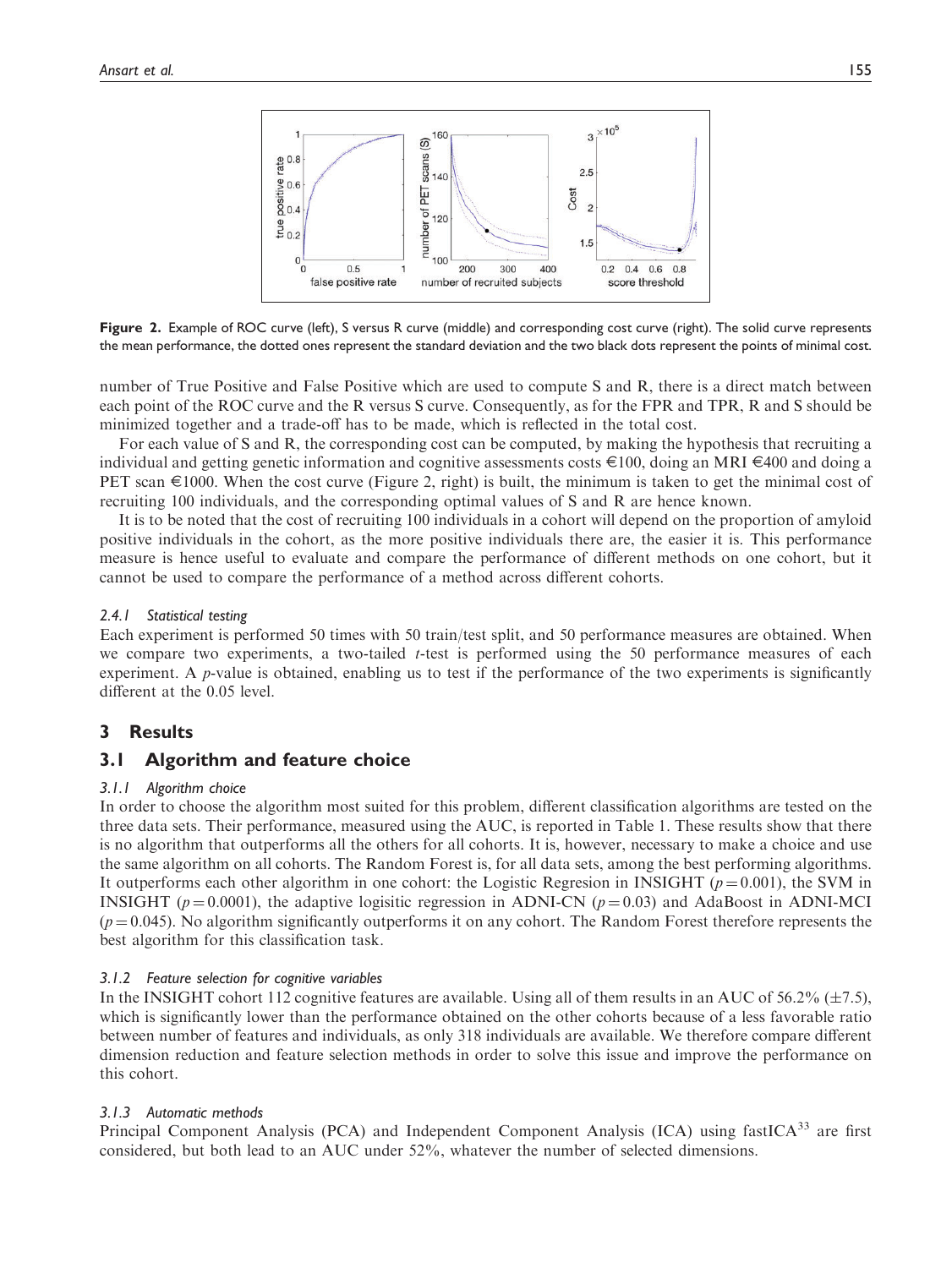Figure 2. Example of ROC curve (left), S versus R curve (middle) and corresponding cost curve (right). The solid curve represents the mean performance, the dotted ones represent the standard deviation and the two black dots represent the points of minimal cost.

number of True Positive and False Positive which are used to compute S and R, there is a direct match between each point of the ROC curve and the R versus S curve. Consequently, as for the FPR and TPR, R and S should be minimized together and a trade-off has to be made, which is reflected in the total cost.

For each value of S and R, the corresponding cost can be computed, by making the hypothesis that recruiting a individual and getting genetic information and cognitive assessments costs €100, doing an MRI €400 and doing a PET scan €1000. When the cost curve (Figure 2, right) is built, the minimum is taken to get the minimal cost of recruiting 100 individuals, and the corresponding optimal values of S and R are hence known.

It is to be noted that the cost of recruiting 100 individuals in a cohort will depend on the proportion of amyloid positive individuals in the cohort, as the more positive individuals there are, the easier it is. This performance measure is hence useful to evaluate and compare the performance of different methods on one cohort, but it cannot be used to compare the performance of a method across different cohorts.

#### *2.4.1 Statistical testing*

Each experiment is performed 50 times with 50 train/test split, and 50 performance measures are obtained. When we compare two experiments, a two-tailed $t$-test is performed using the 50 performance measures of each experiment. A $p$-value is obtained, enabling us to test if the performance of the two experiments is significantly different at the 0.05 level.

## 3 Results

### 3.1 Algorithm and feature choice

#### *3.1.1 Algorithm choice*

In order to choose the algorithm most suited for this problem, different classification algorithms are tested on the three data sets. Their performance, measured using the AUC, is reported in Table 1. These results show that there is no algorithm that outperforms all the others for all cohorts. It is, however, necessary to make a choice and use the same algorithm on all cohorts. The Random Forest is, for all data sets, among the best performing algorithms. It outperforms each other algorithm in one cohort: the Logistic Regresion in INSIGHT ($p = 0.001$), the SVM in INSIGHT ($p = 0.0001$), the adaptive logisitic regression in ADNI-CN ($p = 0.03$) and AdaBoost in ADNI-MCI ($p = 0.045$). No algorithm significantly outperforms it on any cohort. The Random Forest therefore represents the best algorithm for this classification task.

#### *3.1.2 Feature selection for cognitive variables*

In the INSIGHT cohort 112 cognitive features are available. Using all of them results in an AUC of 56.2% (±7.5), which is significantly lower than the performance obtained on the other cohorts because of a less favorable ratio between number of features and individuals, as only 318 individuals are available. We therefore compare different dimension reduction and feature selection methods in order to solve this issue and improve the performance on this cohort.

#### *3.1.3 Automatic methods*

Principal Component Analysis (PCA) and Independent Component Analysis (ICA) using fastICA[33] are first considered, but both lead to an AUC under 52%, whatever the number of selected dimensions.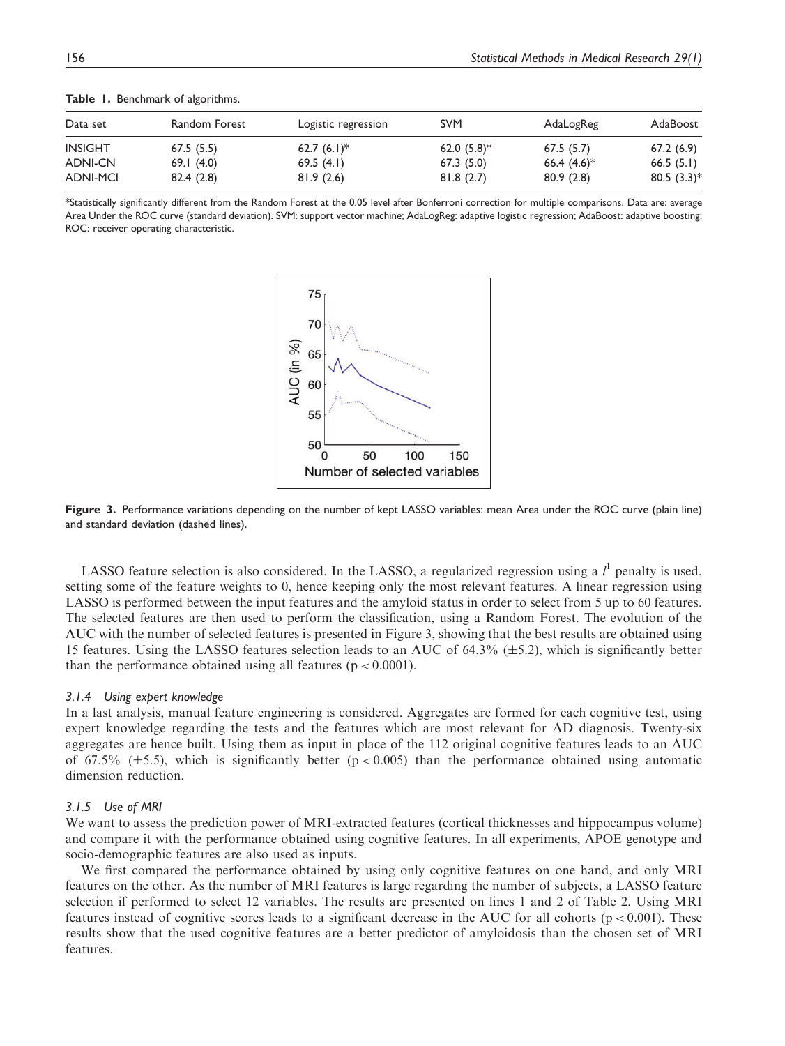**Table 1.** Benchmark of algorithms.

| Data set | Random Forest | Logistic regression | SVM | AdaLogReg | AdaBoost |
|---|---|---|---|---|---|
| INSIGHT | 67.5 (5.5) | 62.7 (6.1)* | 62.0 (5.8)* | 67.5 (5.7) | 67.2 (6.9) |
| ADNI-CN | 69.1 (4.0) | 69.5 (4.1) | 67.3 (5.0) | 66.4 (4.6)* | 66.5 (5.1) |
| ADNI-MCI | 82.4 (2.8) | 81.9 (2.6) | 81.8 (2.7) | 80.9 (2.8) | 80.5 (3.3)* |

*Statistically significantly different from the Random Forest at the 0.05 level after Bonferroni correction for multiple comparisons. Data are: average Area Under the ROC curve (standard deviation). SVM: support vector machine; AdaLogReg: adaptive logistic regression; AdaBoost: adaptive boosting; ROC: receiver operating characteristic.

**Figure 3.** Performance variations depending on the number of kept LASSO variables: mean Area under the ROC curve (plain line) and standard deviation (dashed lines).

LASSO feature selection is also considered. In the LASSO, a regularized regression using a $l^1$ penalty is used, setting some of the feature weights to 0, hence keeping only the most relevant features. A linear regression using LASSO is performed between the input features and the amyloid status in order to select from 5 up to 60 features. The selected features are then used to perform the classification, using a Random Forest. The evolution of the AUC with the number of selected features is presented in Figure 3, showing that the best results are obtained using 15 features. Using the LASSO features selection leads to an AUC of 64.3% (±5.2), which is significantly better than the performance obtained using all features ($p < 0.0001$).

#### *3.1.4 Using expert knowledge*

In a last analysis, manual feature engineering is considered. Aggregates are formed for each cognitive test, using expert knowledge regarding the tests and the features which are most relevant for AD diagnosis. Twenty-six aggregates are hence built. Using them as input in place of the 112 original cognitive features leads to an AUC of 67.5% (±5.5), which is significantly better ($p < 0.005$) than the performance obtained using automatic dimension reduction.

#### *3.1.5 Use of MRI*

We want to assess the prediction power of MRI-extracted features (cortical thicknesses and hippocampus volume) and compare it with the performance obtained using cognitive features. In all experiments, APOE genotype and socio-demographic features are also used as inputs.

We first compared the performance obtained by using only cognitive features on one hand, and only MRI features on the other. As the number of MRI features is large regarding the number of subjects, a LASSO feature selection if performed to select 12 variables. The results are presented on lines 1 and 2 of Table 2. Using MRI features instead of cognitive scores leads to a significant decrease in the AUC for all cohorts ($p < 0.001$). These results show that the used cognitive features are a better predictor of amyloidosis than the chosen set of MRI features.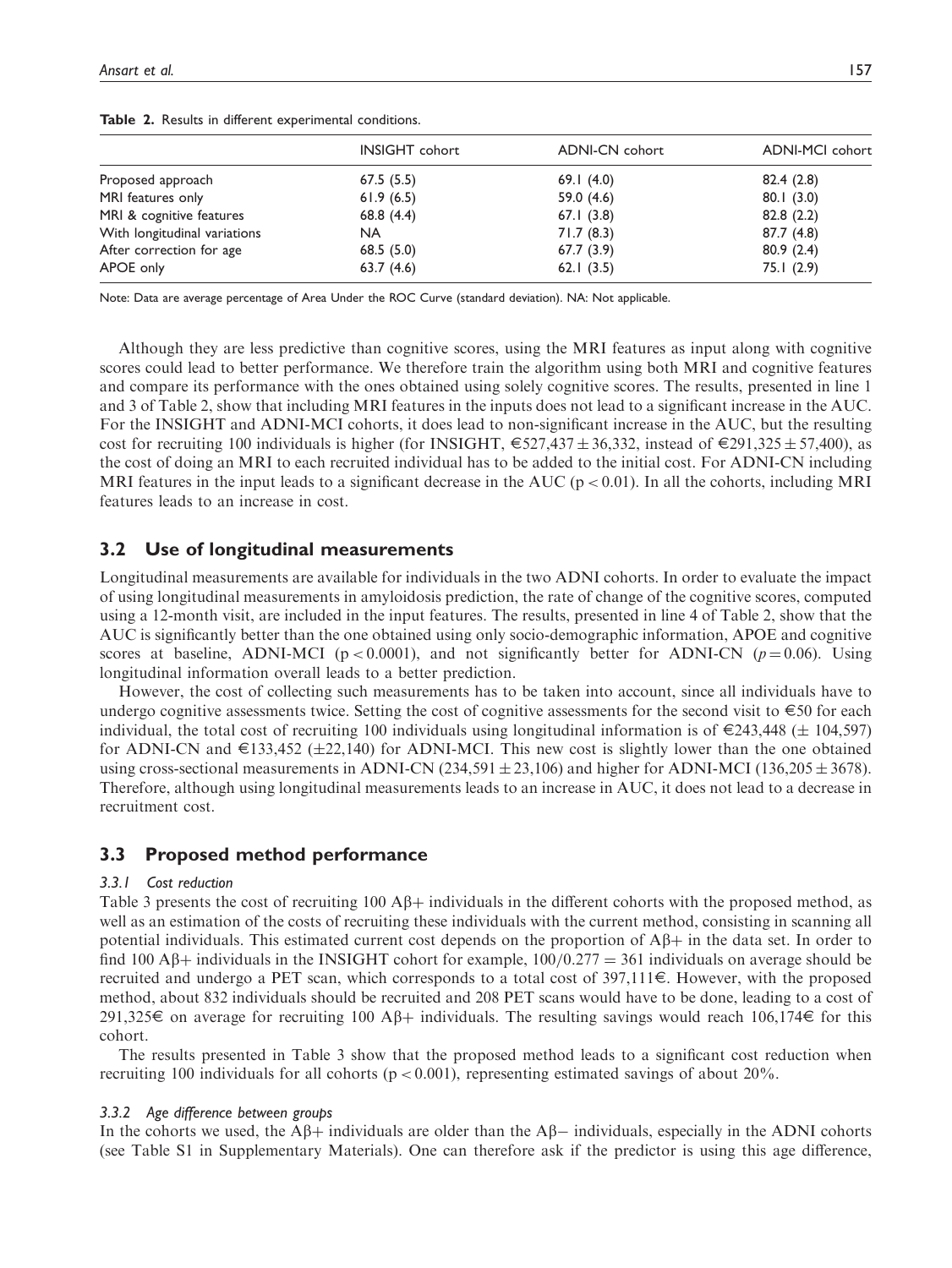**Table 2.** Results in different experimental conditions.

| | INSIGHT cohort | ADNI-CN cohort | ADNI-MCI cohort |
|---|---|---|---|
| Proposed approach | 67.5 (5.5) | 69.1 (4.0) | 82.4 (2.8) |
| MRI features only | 61.9 (6.5) | 59.0 (4.6) | 80.1 (3.0) |
| MRI & cognitive features | 68.8 (4.4) | 67.1 (3.8) | 82.8 (2.2) |
| With longitudinal variations | NA | 71.7 (8.3) | 87.7 (4.8) |
| After correction for age | 68.5 (5.0) | 67.7 (3.9) | 80.9 (2.4) |
| APOE only | 63.7 (4.6) | 62.1 (3.5) | 75.1 (2.9) |

Note: Data are average percentage of Area Under the ROC Curve (standard deviation). NA: Not applicable.

Although they are less predictive than cognitive scores, using the MRI features as input along with cognitive scores could lead to better performance. We therefore train the algorithm using both MRI and cognitive features and compare its performance with the ones obtained using solely cognitive scores. The results, presented in line 1 and 3 of Table 2, show that including MRI features in the inputs does not lead to a significant increase in the AUC. For the INSIGHT and ADNI-MCI cohorts, it does lead to non-significant increase in the AUC, but the resulting cost for recruiting 100 individuals is higher (for INSIGHT, €527,437 ± 36,332, instead of €291,325 ± 57,400), as the cost of doing an MRI to each recruited individual has to be added to the initial cost. For ADNI-CN including MRI features in the input leads to a significant decrease in the AUC ($p < 0.01$). In all the cohorts, including MRI features leads to an increase in cost.

## 3.2 Use of longitudinal measurements

Longitudinal measurements are available for individuals in the two ADNI cohorts. In order to evaluate the impact of using longitudinal measurements in amyloidosis prediction, the rate of change of the cognitive scores, computed using a 12-month visit, are included in the input features. The results, presented in line 4 of Table 2, show that the AUC is significantly better than the one obtained using only socio-demographic information, APOE and cognitive scores at baseline, ADNI-MCI ($p < 0.0001$), and not significantly better for ADNI-CN ($p = 0.06$). Using longitudinal information overall leads to a better prediction.

However, the cost of collecting such measurements has to be taken into account, since all individuals have to undergo cognitive assessments twice. Setting the cost of cognitive assessments for the second visit to €50 for each individual, the total cost of recruiting 100 individuals using longitudinal information is of €243,448 (± 104,597) for ADNI-CN and €133,452 (±22,140) for ADNI-MCI. This new cost is slightly lower than the one obtained using cross-sectional measurements in ADNI-CN (234,591 ± 23,106) and higher for ADNI-MCI (136,205 ± 3678). Therefore, although using longitudinal measurements leads to an increase in AUC, it does not lead to a decrease in recruitment cost.

## 3.3 Proposed method performance

### 3.3.1 Cost reduction

Table 3 presents the cost of recruiting 100 Aβ+ individuals in the different cohorts with the proposed method, as well as an estimation of the costs of recruiting these individuals with the current method, consisting in scanning all potential individuals. This estimated current cost depends on the proportion of Aβ+ in the data set. In order to find 100 Aβ+ individuals in the INSIGHT cohort for example, $100/0.277 = 361$ individuals on average should be recruited and undergo a PET scan, which corresponds to a total cost of 397,111€. However, with the proposed method, about 832 individuals should be recruited and 208 PET scans would have to be done, leading to a cost of 291,325€ on average for recruiting 100 Aβ+ individuals. The resulting savings would reach 106,174€ for this cohort.

The results presented in Table 3 show that the proposed method leads to a significant cost reduction when recruiting 100 individuals for all cohorts ($p < 0.001$), representing estimated savings of about 20%.

### 3.3.2 Age difference between groups

In the cohorts we used, the Aβ+ individuals are older than the Aβ− individuals, especially in the ADNI cohorts (see Table S1 in Supplementary Materials). One can therefore ask if the predictor is using this age difference,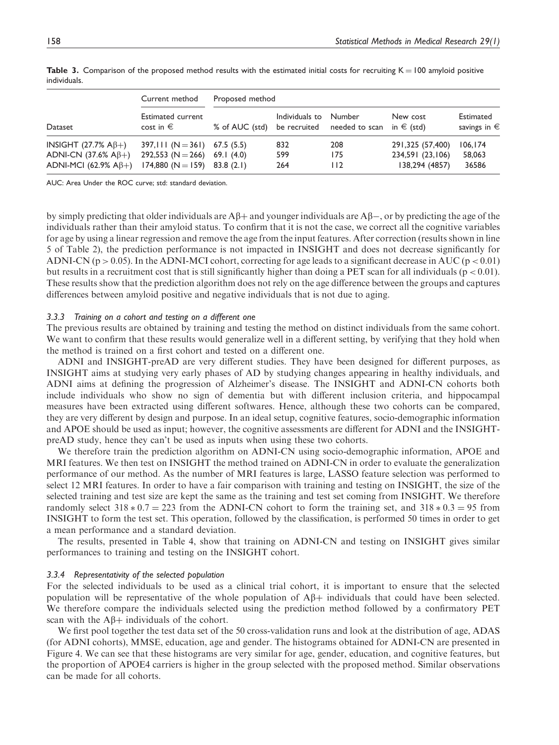**Table 3.** Comparison of the proposed method results with the estimated initial costs for recruiting K = 100 amyloid positive individuals.

| | Current method | Proposed method | | | | |
|---|---|---|---|---|---|---|
| Dataset | Estimated current cost in € | % of AUC (std) | Individuals to be recruited | Number needed to scan | New cost in € (std) | Estimated savings in € |
| INSIGHT (27.7% Aβ+) | 397,111 (N = 361) | 67.5 (5.5) | 832 | 208 | 291,325 (57,400) | 106,174 |
| ADNI-CN (37.6% Aβ+) | 292,553 (N = 266) | 69.1 (4.0) | 599 | 175 | 234,591 (23,106) | 58,063 |
| ADNI-MCI (62.9% Aβ+) | 174,880 (N = 159) | 83.8 (2.1) | 264 | 112 | 138,294 (4857) | 36586 |

AUC: Area Under the ROC curve; std: standard deviation.

by simply predicting that older individuals are Aβ+ and younger individuals are Aβ−, or by predicting the age of the individuals rather than their amyloid status. To confirm that it is not the case, we correct all the cognitive variables for age by using a linear regression and remove the age from the input features. After correction (results shown in line 5 of Table 2), the prediction performance is not impacted in INSIGHT and does not decrease significantly for ADNI-CN ($p > 0.05$). In the ADNI-MCI cohort, correcting for age leads to a significant decrease in AUC ($p < 0.01$) but results in a recruitment cost that is still significantly higher than doing a PET scan for all individuals ($p < 0.01$). These results show that the prediction algorithm does not rely on the age difference between the groups and captures differences between amyloid positive and negative individuals that is not due to aging.

#### 3.3.3 Training on a cohort and testing on a different one

The previous results are obtained by training and testing the method on distinct individuals from the same cohort. We want to confirm that these results would generalize well in a different setting, by verifying that they hold when the method is trained on a first cohort and tested on a different one.

ADNI and INSIGHT-preAD are very different studies. They have been designed for different purposes, as INSIGHT aims at studying very early phases of AD by studying changes appearing in healthy individuals, and ADNI aims at defining the progression of Alzheimer's disease. The INSIGHT and ADNI-CN cohorts both include individuals who show no sign of dementia but with different inclusion criteria, and hippocampal measures have been extracted using different softwares. Hence, although these two cohorts can be compared, they are very different by design and purpose. In an ideal setup, cognitive features, socio-demographic information and APOE should be used as input; however, the cognitive assessments are different for ADNI and the INSIGHT-preAD study, hence they can't be used as inputs when using these two cohorts.

We therefore train the prediction algorithm on ADNI-CN using socio-demographic information, APOE and MRI features. We then test on INSIGHT the method trained on ADNI-CN in order to evaluate the generalization performance of our method. As the number of MRI features is large, LASSO feature selection was performed to select 12 MRI features. In order to have a fair comparison with training and testing on INSIGHT, the size of the selected training and test size are kept the same as the training and test set coming from INSIGHT. We therefore randomly select $318 * 0.7 = 223$ from the ADNI-CN cohort to form the training set, and $318 * 0.3 = 95$ from INSIGHT to form the test set. This operation, followed by the classification, is performed 50 times in order to get a mean performance and a standard deviation.

The results, presented in Table 4, show that training on ADNI-CN and testing on INSIGHT gives similar performances to training and testing on the INSIGHT cohort.

#### 3.3.4 Representativity of the selected population

For the selected individuals to be used as a clinical trial cohort, it is important to ensure that the selected population will be representative of the whole population of Aβ+ individuals that could have been selected. We therefore compare the individuals selected using the prediction method followed by a confirmatory PET scan with the Aβ+ individuals of the cohort.

We first pool together the test data set of the 50 cross-validation runs and look at the distribution of age, ADAS (for ADNI cohorts), MMSE, education, age and gender. The histograms obtained for ADNI-CN are presented in Figure 4. We can see that these histograms are very similar for age, gender, education, and cognitive features, but the proportion of APOE4 carriers is higher in the group selected with the proposed method. Similar observations can be made for all cohorts.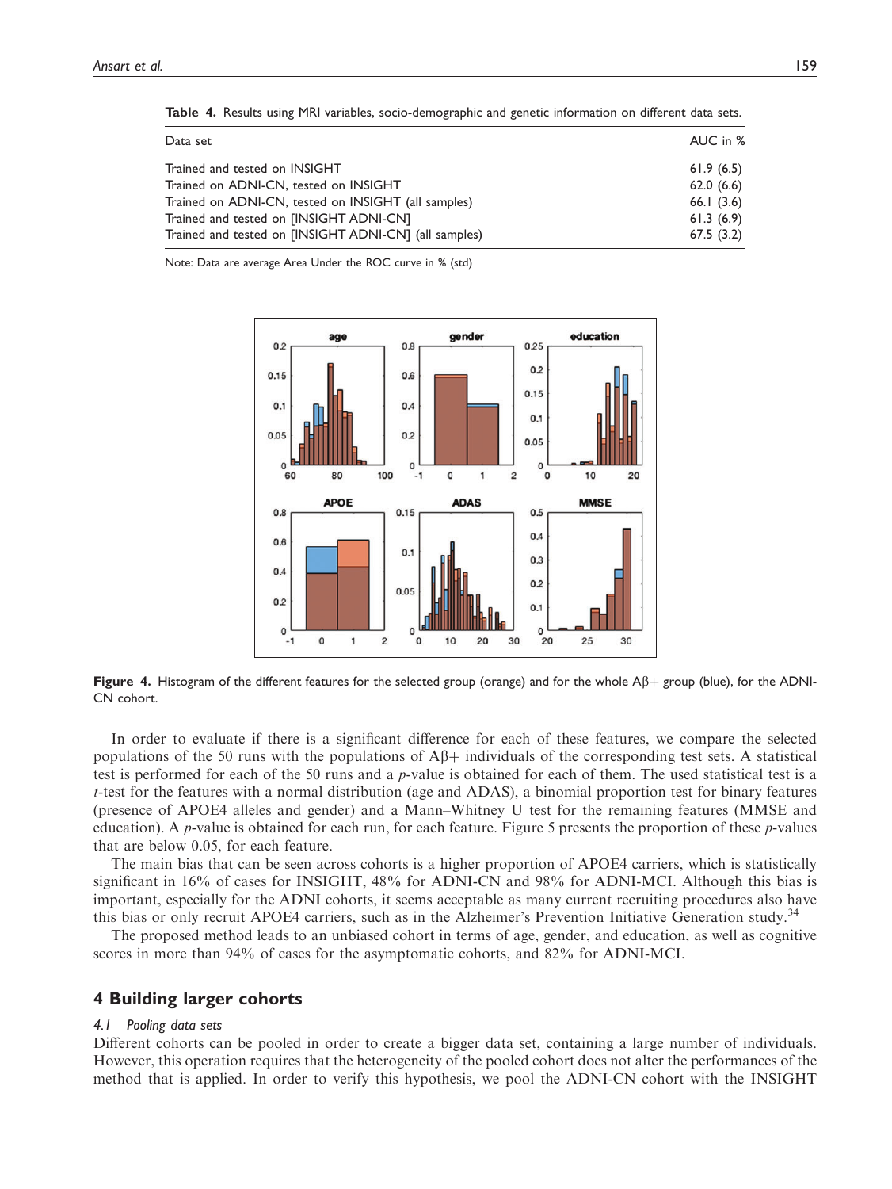**Table 4.** Results using MRI variables, socio-demographic and genetic information on different data sets.

| Data set | AUC in % |
|---|---|
| Trained and tested on INSIGHT | 61.9 (6.5) |
| Trained on ADNI-CN, tested on INSIGHT | 62.0 (6.6) |
| Trained on ADNI-CN, tested on INSIGHT (all samples) | 66.1 (3.6) |
| Trained and tested on [INSIGHT ADNI-CN] | 61.3 (6.9) |
| Trained and tested on [INSIGHT ADNI-CN] (all samples) | 67.5 (3.2) |

Note: Data are average Area Under the ROC curve in % (std)

**Figure 4.** Histogram of the different features for the selected group (orange) and for the whole A$\beta$+ group (blue), for the ADNI-CN cohort.

In order to evaluate if there is a significant difference for each of these features, we compare the selected populations of the 50 runs with the populations of A$\beta$+ individuals of the corresponding test sets. A statistical test is performed for each of the 50 runs and a *p*-value is obtained for each of them. The used statistical test is a *t*-test for the features with a normal distribution (age and ADAS), a binomial proportion test for binary features (presence of APOE4 alleles and gender) and a Mann–Whitney U test for the remaining features (MMSE and education). A *p*-value is obtained for each run, for each feature. Figure 5 presents the proportion of these *p*-values that are below 0.05, for each feature.

The main bias that can be seen across cohorts is a higher proportion of APOE4 carriers, which is statistically significant in 16% of cases for INSIGHT, 48% for ADNI-CN and 98% for ADNI-MCI. Although this bias is important, especially for the ADNI cohorts, it seems acceptable as many current recruiting procedures also have this bias or only recruit APOE4 carriers, such as in the Alzheimer's Prevention Initiative Generation study.[34]

The proposed method leads to an unbiased cohort in terms of age, gender, and education, as well as cognitive scores in more than 94% of cases for the asymptomatic cohorts, and 82% for ADNI-MCI.

## 4 Building larger cohorts

### *4.1 Pooling data sets*

Different cohorts can be pooled in order to create a bigger data set, containing a large number of individuals. However, this operation requires that the heterogeneity of the pooled cohort does not alter the performances of the method that is applied. In order to verify this hypothesis, we pool the ADNI-CN cohort with the INSIGHT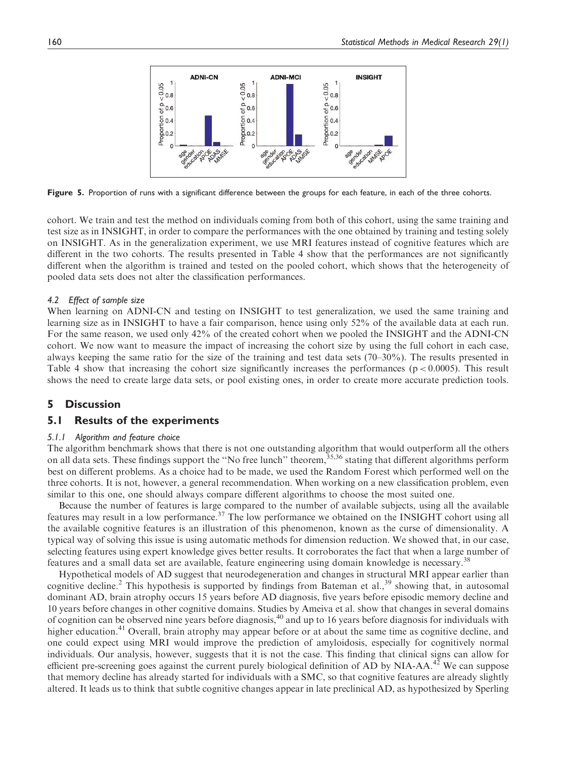Figure 5. Proportion of runs with a significant difference between the groups for each feature, in each of the three cohorts.

cohort. We train and test the method on individuals coming from both of this cohort, using the same training and test size as in INSIGHT, in order to compare the performances with the one obtained by training and testing solely on INSIGHT. As in the generalization experiment, we use MRI features instead of cognitive features which are different in the two cohorts. The results presented in Table 4 show that the performances are not significantly different when the algorithm is trained and tested on the pooled cohort, which shows that the heterogeneity of pooled data sets does not alter the classification performances.

### 4.2 Effect of sample size

When learning on ADNI-CN and testing on INSIGHT to test generalization, we used the same training and learning size as in INSIGHT to have a fair comparison, hence using only 52% of the available data at each run. For the same reason, we used only 42% of the created cohort when we pooled the INSIGHT and the ADNI-CN cohort. We now want to measure the impact of increasing the cohort size by using the full cohort in each case, always keeping the same ratio for the size of the training and test data sets (70–30%). The results presented in Table 4 show that increasing the cohort size significantly increases the performances ($p < 0.0005$). This result shows the need to create large data sets, or pool existing ones, in order to create more accurate prediction tools.

## 5 Discussion

## 5.1 Results of the experiments

### 5.1.1 Algorithm and feature choice

The algorithm benchmark shows that there is not one outstanding algorithm that would outperform all the others on all data sets. These findings support the "No free lunch" theorem,[35,36] stating that different algorithms perform best on different problems. As a choice had to be made, we used the Random Forest which performed well on the three cohorts. It is not, however, a general recommendation. When working on a new classification problem, even similar to this one, one should always compare different algorithms to choose the most suited one.

Because the number of features is large compared to the number of available subjects, using all the available features may result in a low performance.[37] The low performance we obtained on the INSIGHT cohort using all the available cognitive features is an illustration of this phenomenon, known as the curse of dimensionality. A typical way of solving this issue is using automatic methods for dimension reduction. We showed that, in our case, selecting features using expert knowledge gives better results. It corroborates the fact that when a large number of features and a small data set are available, feature engineering using domain knowledge is necessary.[38]

Hypothetical models of AD suggest that neurodegeneration and changes in structural MRI appear earlier than cognitive decline.[2] This hypothesis is supported by findings from Bateman et al.,[39] showing that, in autosomal dominant AD, brain atrophy occurs 15 years before AD diagnosis, five years before episodic memory decline and 10 years before changes in other cognitive domains. Studies by Ameiva et al. show that changes in several domains of cognition can be observed nine years before diagnosis,[40] and up to 16 years before diagnosis for individuals with higher education.[41] Overall, brain atrophy may appear before or at about the same time as cognitive decline, and one could expect using MRI would improve the prediction of amyloidosis, especially for cognitively normal individuals. Our analysis, however, suggests that it is not the case. This finding that clinical signs can allow for efficient pre-screening goes against the current purely biological definition of AD by NIA-AA.[42] We can suppose that memory decline has already started for individuals with a SMC, so that cognitive features are already slightly altered. It leads us to think that subtle cognitive changes appear in late preclinical AD, as hypothesized by Sperling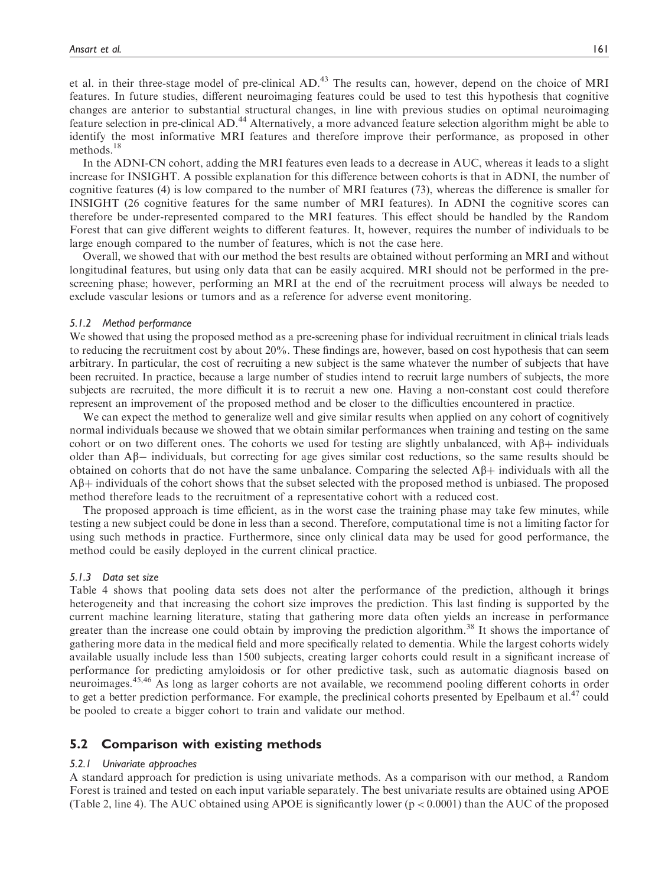et al. in their three-stage model of pre-clinical AD.[43] The results can, however, depend on the choice of MRI features. In future studies, different neuroimaging features could be used to test this hypothesis that cognitive changes are anterior to substantial structural changes, in line with previous studies on optimal neuroimaging feature selection in pre-clinical AD.[44] Alternatively, a more advanced feature selection algorithm might be able to identify the most informative MRI features and therefore improve their performance, as proposed in other methods.[18]

In the ADNI-CN cohort, adding the MRI features even leads to a decrease in AUC, whereas it leads to a slight increase for INSIGHT. A possible explanation for this difference between cohorts is that in ADNI, the number of cognitive features (4) is low compared to the number of MRI features (73), whereas the difference is smaller for INSIGHT (26 cognitive features for the same number of MRI features). In ADNI the cognitive scores can therefore be under-represented compared to the MRI features. This effect should be handled by the Random Forest that can give different weights to different features. It, however, requires the number of individuals to be large enough compared to the number of features, which is not the case here.

Overall, we showed that with our method the best results are obtained without performing an MRI and without longitudinal features, but using only data that can be easily acquired. MRI should not be performed in the pre-screening phase; however, performing an MRI at the end of the recruitment process will always be needed to exclude vascular lesions or tumors and as a reference for adverse event monitoring.

#### 5.1.2 Method performance

We showed that using the proposed method as a pre-screening phase for individual recruitment in clinical trials leads to reducing the recruitment cost by about 20%. These findings are, however, based on cost hypothesis that can seem arbitrary. In particular, the cost of recruiting a new subject is the same whatever the number of subjects that have been recruited. In practice, because a large number of studies intend to recruit large numbers of subjects, the more subjects are recruited, the more difficult it is to recruit a new one. Having a non-constant cost could therefore represent an improvement of the proposed method and be closer to the difficulties encountered in practice.

We can expect the method to generalize well and give similar results when applied on any cohort of cognitively normal individuals because we showed that we obtain similar performances when training and testing on the same cohort or on two different ones. The cohorts we used for testing are slightly unbalanced, with Aβ+ individuals older than Aβ− individuals, but correcting for age gives similar cost reductions, so the same results should be obtained on cohorts that do not have the same unbalance. Comparing the selected Aβ+ individuals with all the Aβ+ individuals of the cohort shows that the subset selected with the proposed method is unbiased. The proposed method therefore leads to the recruitment of a representative cohort with a reduced cost.

The proposed approach is time efficient, as in the worst case the training phase may take few minutes, while testing a new subject could be done in less than a second. Therefore, computational time is not a limiting factor for using such methods in practice. Furthermore, since only clinical data may be used for good performance, the method could be easily deployed in the current clinical practice.

#### 5.1.3 Data set size

Table 4 shows that pooling data sets does not alter the performance of the prediction, although it brings heterogeneity and that increasing the cohort size improves the prediction. This last finding is supported by the current machine learning literature, stating that gathering more data often yields an increase in performance greater than the increase one could obtain by improving the prediction algorithm.[38] It shows the importance of gathering more data in the medical field and more specifically related to dementia. While the largest cohorts widely available usually include less than 1500 subjects, creating larger cohorts could result in a significant increase of performance for predicting amyloidosis or for other predictive task, such as automatic diagnosis based on neuroimages.[45,46] As long as larger cohorts are not available, we recommend pooling different cohorts in order to get a better prediction performance. For example, the preclinical cohorts presented by Epelbaum et al.[47] could be pooled to create a bigger cohort to train and validate our method.

### 5.2 Comparison with existing methods

#### 5.2.1 Univariate approaches

A standard approach for prediction is using univariate methods. As a comparison with our method, a Random Forest is trained and tested on each input variable separately. The best univariate results are obtained using APOE (Table 2, line 4). The AUC obtained using APOE is significantly lower ($p < 0.0001$) than the AUC of the proposed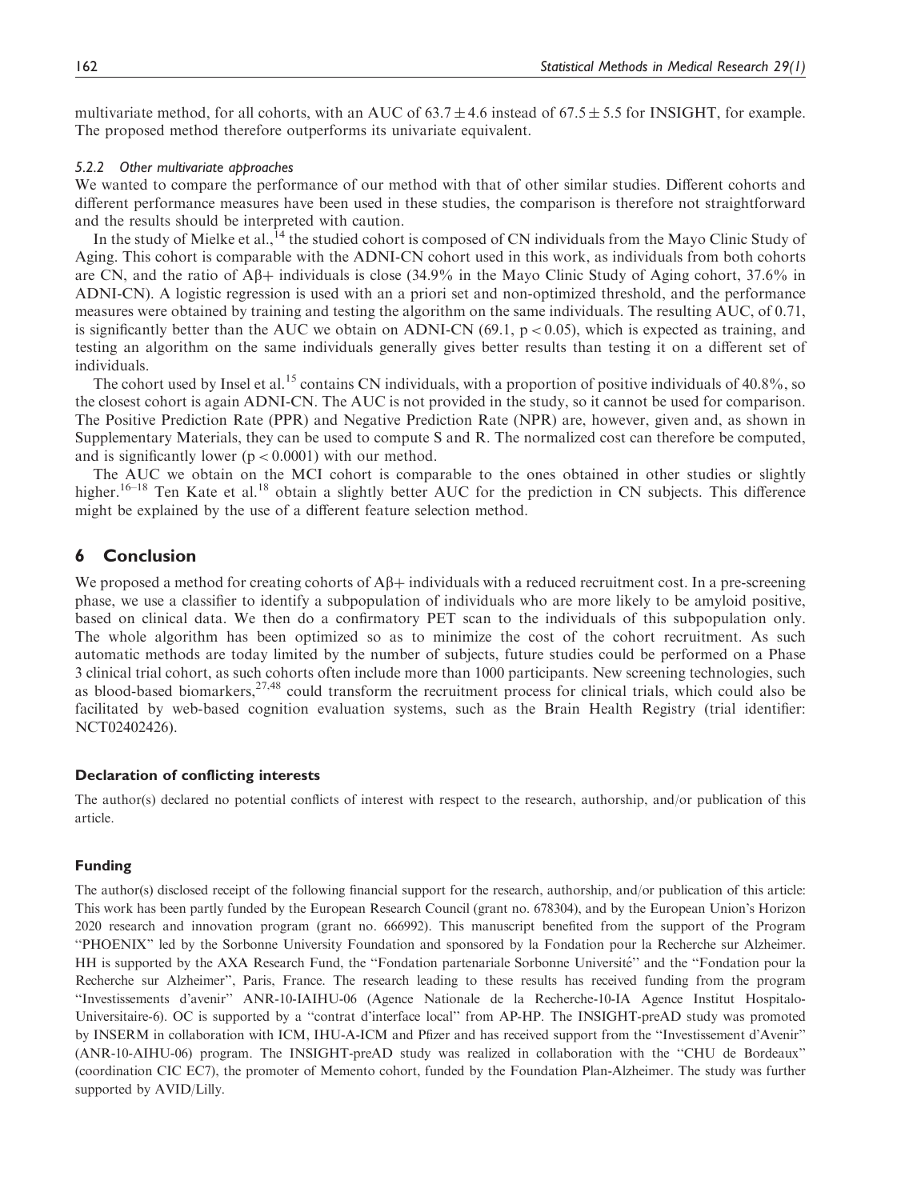multivariate method, for all cohorts, with an AUC of $63.7 \pm 4.6$ instead of $67.5 \pm 5.5$ for INSIGHT, for example. The proposed method therefore outperforms its univariate equivalent.

#### 5.2.2 Other multivariate approaches

We wanted to compare the performance of our method with that of other similar studies. Different cohorts and different performance measures have been used in these studies, the comparison is therefore not straightforward and the results should be interpreted with caution.

In the study of Mielke et al.,[14] the studied cohort is composed of CN individuals from the Mayo Clinic Study of Aging. This cohort is comparable with the ADNI-CN cohort used in this work, as individuals from both cohorts are CN, and the ratio of $A\beta+$ individuals is close (34.9% in the Mayo Clinic Study of Aging cohort, 37.6% in ADNI-CN). A logistic regression is used with an a priori set and non-optimized threshold, and the performance measures were obtained by training and testing the algorithm on the same individuals. The resulting AUC, of 0.71, is significantly better than the AUC we obtain on ADNI-CN (69.1, $p < 0.05$), which is expected as training, and testing an algorithm on the same individuals generally gives better results than testing it on a different set of individuals.

The cohort used by Insel et al.[15] contains CN individuals, with a proportion of positive individuals of 40.8%, so the closest cohort is again ADNI-CN. The AUC is not provided in the study, so it cannot be used for comparison. The Positive Prediction Rate (PPR) and Negative Prediction Rate (NPR) are, however, given and, as shown in Supplementary Materials, they can be used to compute S and R. The normalized cost can therefore be computed, and is significantly lower ($p < 0.0001$) with our method.

The AUC we obtain on the MCI cohort is comparable to the ones obtained in other studies or slightly higher.[16–18] Ten Kate et al.[18] obtain a slightly better AUC for the prediction in CN subjects. This difference might be explained by the use of a different feature selection method.

## 6 Conclusion

We proposed a method for creating cohorts of $A\beta+$ individuals with a reduced recruitment cost. In a pre-screening phase, we use a classifier to identify a subpopulation of individuals who are more likely to be amyloid positive, based on clinical data. We then do a confirmatory PET scan to the individuals of this subpopulation only. The whole algorithm has been optimized so as to minimize the cost of the cohort recruitment. As such automatic methods are today limited by the number of subjects, future studies could be performed on a Phase 3 clinical trial cohort, as such cohorts often include more than 1000 participants. New screening technologies, such as blood-based biomarkers,[27,48] could transform the recruitment process for clinical trials, which could also be facilitated by web-based cognition evaluation systems, such as the Brain Health Registry (trial identifier: NCT02402426).

### Declaration of conflicting interests

The author(s) declared no potential conflicts of interest with respect to the research, authorship, and/or publication of this article.

### Funding

The author(s) disclosed receipt of the following financial support for the research, authorship, and/or publication of this article: This work has been partly funded by the European Research Council (grant no. 678304), and by the European Union's Horizon 2020 research and innovation program (grant no. 666992). This manuscript benefited from the support of the Program "PHOENIX" led by the Sorbonne University Foundation and sponsored by la Fondation pour la Recherche sur Alzheimer. HH is supported by the AXA Research Fund, the "Fondation partenariale Sorbonne Université" and the "Fondation pour la Recherche sur Alzheimer", Paris, France. The research leading to these results has received funding from the program "Investissements d'avenir" ANR-10-IAIHU-06 (Agence Nationale de la Recherche-10-IA Agence Institut Hospitalo-Universitaire-6). OC is supported by a "contrat d'interface local" from AP-HP. The INSIGHT-preAD study was promoted by INSERM in collaboration with ICM, IHU-A-ICM and Pfizer and has received support from the "Investissement d'Avenir" (ANR-10-AIHU-06) program. The INSIGHT-preAD study was realized in collaboration with the "CHU de Bordeaux" (coordination CIC EC7), the promoter of Memento cohort, funded by the Foundation Plan-Alzheimer. The study was further supported by AVID/Lilly.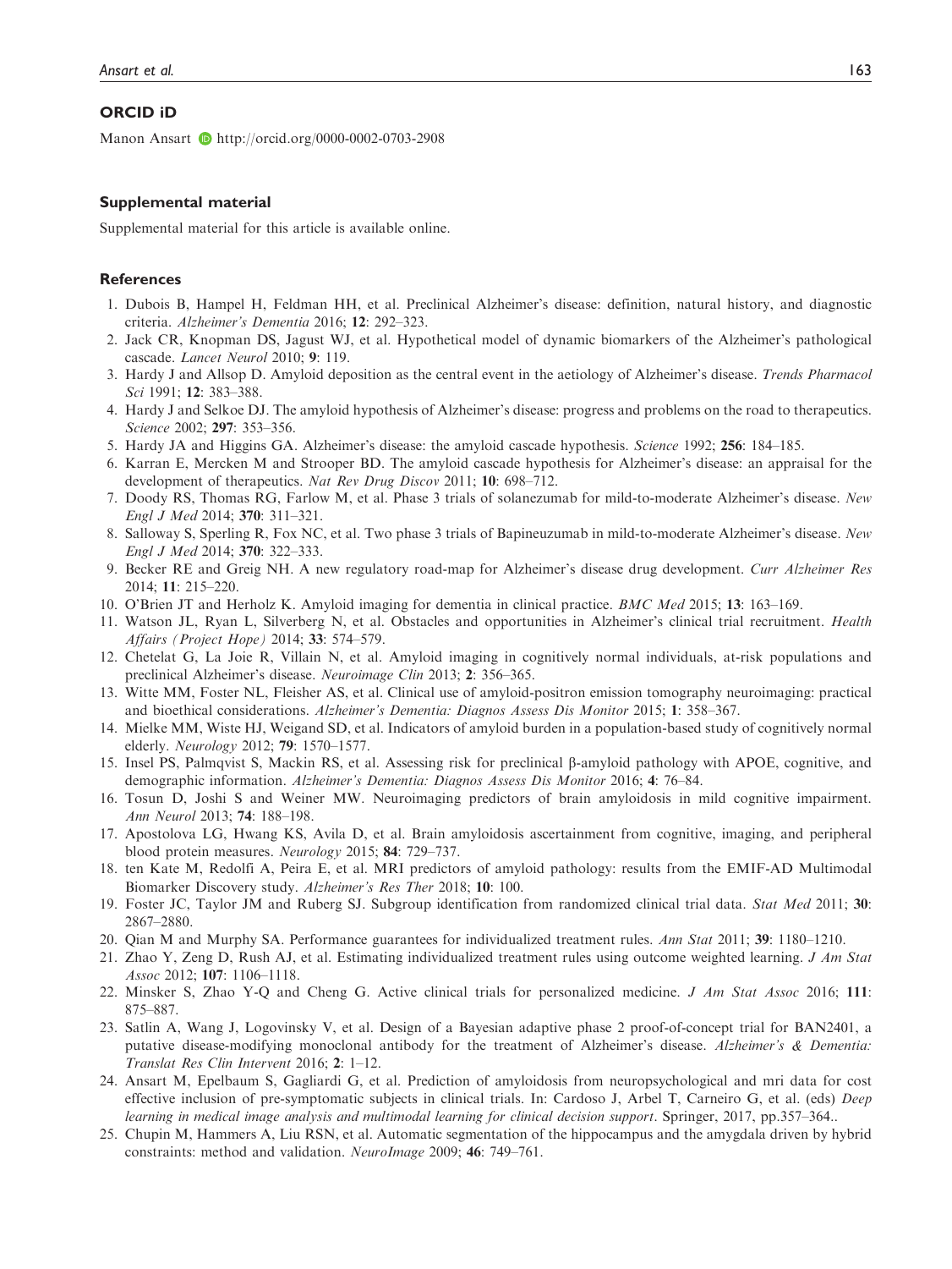## ORCID iD

Manon Ansart http://orcid.org/0000-0002-0703-2908

## Supplemental material

Supplemental material for this article is available online.

## References

1. Dubois B, Hampel H, Feldman HH, et al. Preclinical Alzheimer's disease: definition, natural history, and diagnostic criteria. *Alzheimer's Dementia* 2016; **12**: 292–323.
2. Jack CR, Knopman DS, Jagust WJ, et al. Hypothetical model of dynamic biomarkers of the Alzheimer's pathological cascade. *Lancet Neurol* 2010; **9**: 119.
3. Hardy J and Allsop D. Amyloid deposition as the central event in the aetiology of Alzheimer's disease. *Trends Pharmacol Sci* 1991; **12**: 383–388.
4. Hardy J and Selkoe DJ. The amyloid hypothesis of Alzheimer's disease: progress and problems on the road to therapeutics. *Science* 2002; **297**: 353–356.
5. Hardy JA and Higgins GA. Alzheimer's disease: the amyloid cascade hypothesis. *Science* 1992; **256**: 184–185.
6. Karran E, Mercken M and Strooper BD. The amyloid cascade hypothesis for Alzheimer's disease: an appraisal for the development of therapeutics. *Nat Rev Drug Discov* 2011; **10**: 698–712.
7. Doody RS, Thomas RG, Farlow M, et al. Phase 3 trials of solanezumab for mild-to-moderate Alzheimer's disease. *New Engl J Med* 2014; **370**: 311–321.
8. Salloway S, Sperling R, Fox NC, et al. Two phase 3 trials of Bapineuzumab in mild-to-moderate Alzheimer's disease. *New Engl J Med* 2014; **370**: 322–333.
9. Becker RE and Greig NH. A new regulatory road-map for Alzheimer's disease drug development. *Curr Alzheimer Res* 2014; **11**: 215–220.
10. O'Brien JT and Herholz K. Amyloid imaging for dementia in clinical practice. *BMC Med* 2015; **13**: 163–169.
11. Watson JL, Ryan L, Silverberg N, et al. Obstacles and opportunities in Alzheimer's clinical trial recruitment. *Health Affairs (Project Hope)* 2014; **33**: 574–579.
12. Chetelat G, La Joie R, Villain N, et al. Amyloid imaging in cognitively normal individuals, at-risk populations and preclinical Alzheimer's disease. *Neuroimage Clin* 2013; **2**: 356–365.
13. Witte MM, Foster NL, Fleisher AS, et al. Clinical use of amyloid-positron emission tomography neuroimaging: practical and bioethical considerations. *Alzheimer's Dementia: Diagnos Assess Dis Monitor* 2015; **1**: 358–367.
14. Mielke MM, Wiste HJ, Weigand SD, et al. Indicators of amyloid burden in a population-based study of cognitively normal elderly. *Neurology* 2012; **79**: 1570–1577.
15. Insel PS, Palmqvist S, Mackin RS, et al. Assessing risk for preclinical β-amyloid pathology with APOE, cognitive, and demographic information. *Alzheimer's Dementia: Diagnos Assess Dis Monitor* 2016; **4**: 76–84.
16. Tosun D, Joshi S and Weiner MW. Neuroimaging predictors of brain amyloidosis in mild cognitive impairment. *Ann Neurol* 2013; **74**: 188–198.
17. Apostolova LG, Hwang KS, Avila D, et al. Brain amyloidosis ascertainment from cognitive, imaging, and peripheral blood protein measures. *Neurology* 2015; **84**: 729–737.
18. ten Kate M, Redolfi A, Peira E, et al. MRI predictors of amyloid pathology: results from the EMIF-AD Multimodal Biomarker Discovery study. *Alzheimer's Res Ther* 2018; **10**: 100.
19. Foster JC, Taylor JM and Ruberg SJ. Subgroup identification from randomized clinical trial data. *Stat Med* 2011; **30**: 2867–2880.
20. Qian M and Murphy SA. Performance guarantees for individualized treatment rules. *Ann Stat* 2011; **39**: 1180–1210.
21. Zhao Y, Zeng D, Rush AJ, et al. Estimating individualized treatment rules using outcome weighted learning. *J Am Stat Assoc* 2012; **107**: 1106–1118.
22. Minsker S, Zhao Y-Q and Cheng G. Active clinical trials for personalized medicine. *J Am Stat Assoc* 2016; **111**: 875–887.
23. Satlin A, Wang J, Logovinsky V, et al. Design of a Bayesian adaptive phase 2 proof-of-concept trial for BAN2401, a putative disease-modifying monoclonal antibody for the treatment of Alzheimer's disease. *Alzheimer's & Dementia: Translat Res Clin Intervent* 2016; **2**: 1–12.
24. Ansart M, Epelbaum S, Gagliardi G, et al. Prediction of amyloidosis from neuropsychological and mri data for cost effective inclusion of pre-symptomatic subjects in clinical trials. In: Cardoso J, Arbel T, Carneiro G, et al. (eds) *Deep learning in medical image analysis and multimodal learning for clinical decision support*. Springer, 2017, pp.357–364..
25. Chupin M, Hammers A, Liu RSN, et al. Automatic segmentation of the hippocampus and the amygdala driven by hybrid constraints: method and validation. *NeuroImage* 2009; **46**: 749–761.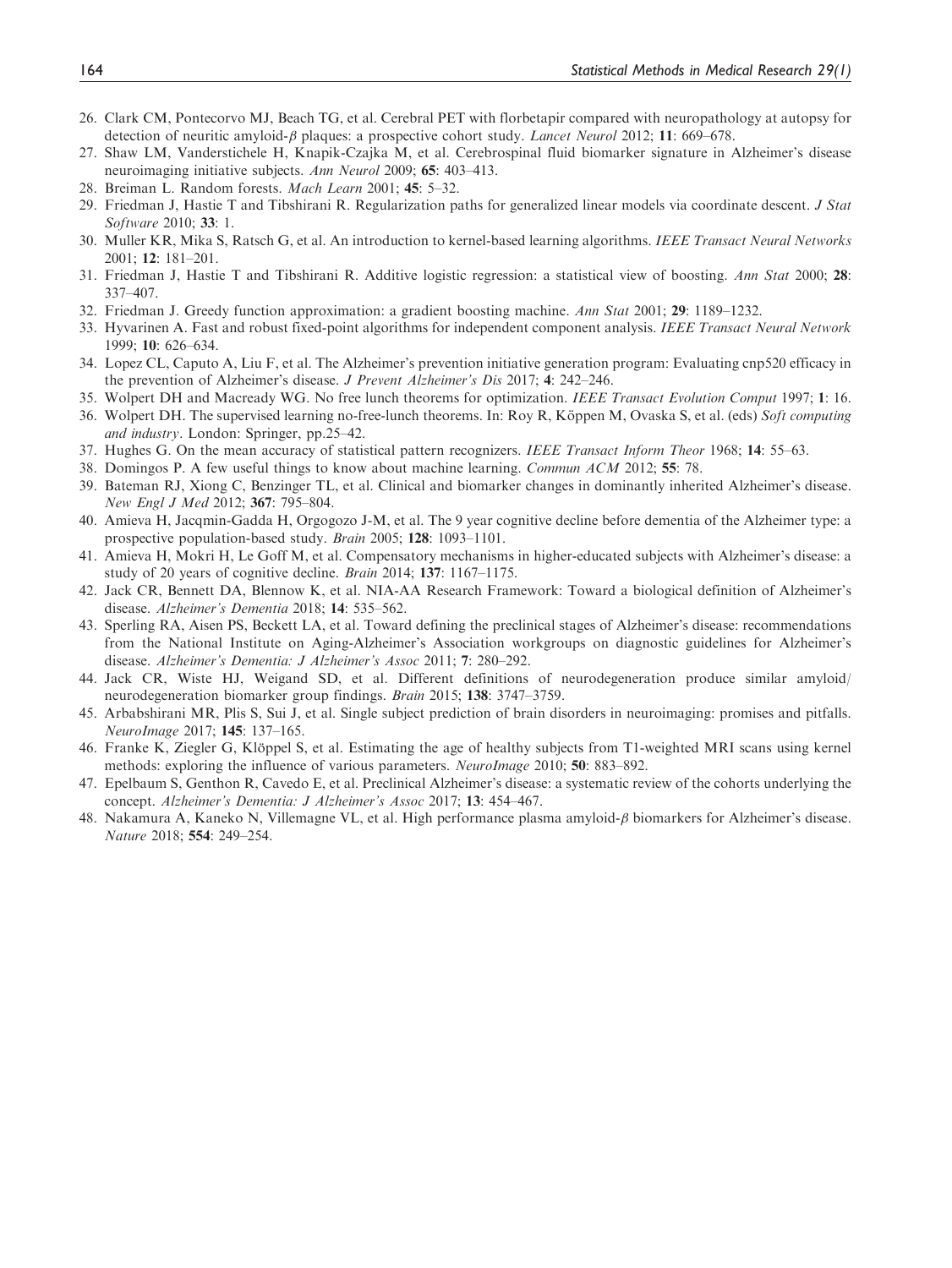26. Clark CM, Pontecorvo MJ, Beach TG, et al. Cerebral PET with florbetapir compared with neuropathology at autopsy for detection of neuritic amyloid-$\beta$ plaques: a prospective cohort study. *Lancet Neurol* 2012; **11**: 669–678.
27. Shaw LM, Vanderstichele H, Knapik-Czajka M, et al. Cerebrospinal fluid biomarker signature in Alzheimer's disease neuroimaging initiative subjects. *Ann Neurol* 2009; **65**: 403–413.
28. Breiman L. Random forests. *Mach Learn* 2001; **45**: 5–32.
29. Friedman J, Hastie T and Tibshirani R. Regularization paths for generalized linear models via coordinate descent. *J Stat Software* 2010; **33**: 1.
30. Muller KR, Mika S, Ratsch G, et al. An introduction to kernel-based learning algorithms. *IEEE Transact Neural Networks* 2001; **12**: 181–201.
31. Friedman J, Hastie T and Tibshirani R. Additive logistic regression: a statistical view of boosting. *Ann Stat* 2000; **28**: 337–407.
32. Friedman J. Greedy function approximation: a gradient boosting machine. *Ann Stat* 2001; **29**: 1189–1232.
33. Hyvarinen A. Fast and robust fixed-point algorithms for independent component analysis. *IEEE Transact Neural Network* 1999; **10**: 626–634.
34. Lopez CL, Caputo A, Liu F, et al. The Alzheimer's prevention initiative generation program: Evaluating cnp520 efficacy in the prevention of Alzheimer's disease. *J Prevent Alzheimer's Dis* 2017; **4**: 242–246.
35. Wolpert DH and Macready WG. No free lunch theorems for optimization. *IEEE Transact Evolution Comput* 1997; **1**: 16.
36. Wolpert DH. The supervised learning no-free-lunch theorems. In: Roy R, Köppen M, Ovaska S, et al. (eds) *Soft computing and industry*. London: Springer, pp.25–42.
37. Hughes G. On the mean accuracy of statistical pattern recognizers. *IEEE Transact Inform Theor* 1968; **14**: 55–63.
38. Domingos P. A few useful things to know about machine learning. *Commun ACM* 2012; **55**: 78.
39. Bateman RJ, Xiong C, Benzinger TL, et al. Clinical and biomarker changes in dominantly inherited Alzheimer's disease. *New Engl J Med* 2012; **367**: 795–804.
40. Amieva H, Jacqmin-Gadda H, Orgogozo J-M, et al. The 9 year cognitive decline before dementia of the Alzheimer type: a prospective population-based study. *Brain* 2005; **128**: 1093–1101.
41. Amieva H, Mokri H, Le Goff M, et al. Compensatory mechanisms in higher-educated subjects with Alzheimer's disease: a study of 20 years of cognitive decline. *Brain* 2014; **137**: 1167–1175.
42. Jack CR, Bennett DA, Blennow K, et al. NIA-AA Research Framework: Toward a biological definition of Alzheimer's disease. *Alzheimer's Dementia* 2018; **14**: 535–562.
43. Sperling RA, Aisen PS, Beckett LA, et al. Toward defining the preclinical stages of Alzheimer's disease: recommendations from the National Institute on Aging-Alzheimer's Association workgroups on diagnostic guidelines for Alzheimer's disease. *Alzheimer's Dementia: J Alzheimer's Assoc* 2011; **7**: 280–292.
44. Jack CR, Wiste HJ, Weigand SD, et al. Different definitions of neurodegeneration produce similar amyloid/neurodegeneration biomarker group findings. *Brain* 2015; **138**: 3747–3759.
45. Arbabshirani MR, Plis S, Sui J, et al. Single subject prediction of brain disorders in neuroimaging: promises and pitfalls. *NeuroImage* 2017; **145**: 137–165.
46. Franke K, Ziegler G, Klöppel S, et al. Estimating the age of healthy subjects from T1-weighted MRI scans using kernel methods: exploring the influence of various parameters. *NeuroImage* 2010; **50**: 883–892.
47. Epelbaum S, Genthon R, Cavedo E, et al. Preclinical Alzheimer's disease: a systematic review of the cohorts underlying the concept. *Alzheimer's Dementia: J Alzheimer's Assoc* 2017; **13**: 454–467.
48. Nakamura A, Kaneko N, Villemagne VL, et al. High performance plasma amyloid-$\beta$ biomarkers for Alzheimer's disease. *Nature* 2018; **554**: 249–254.